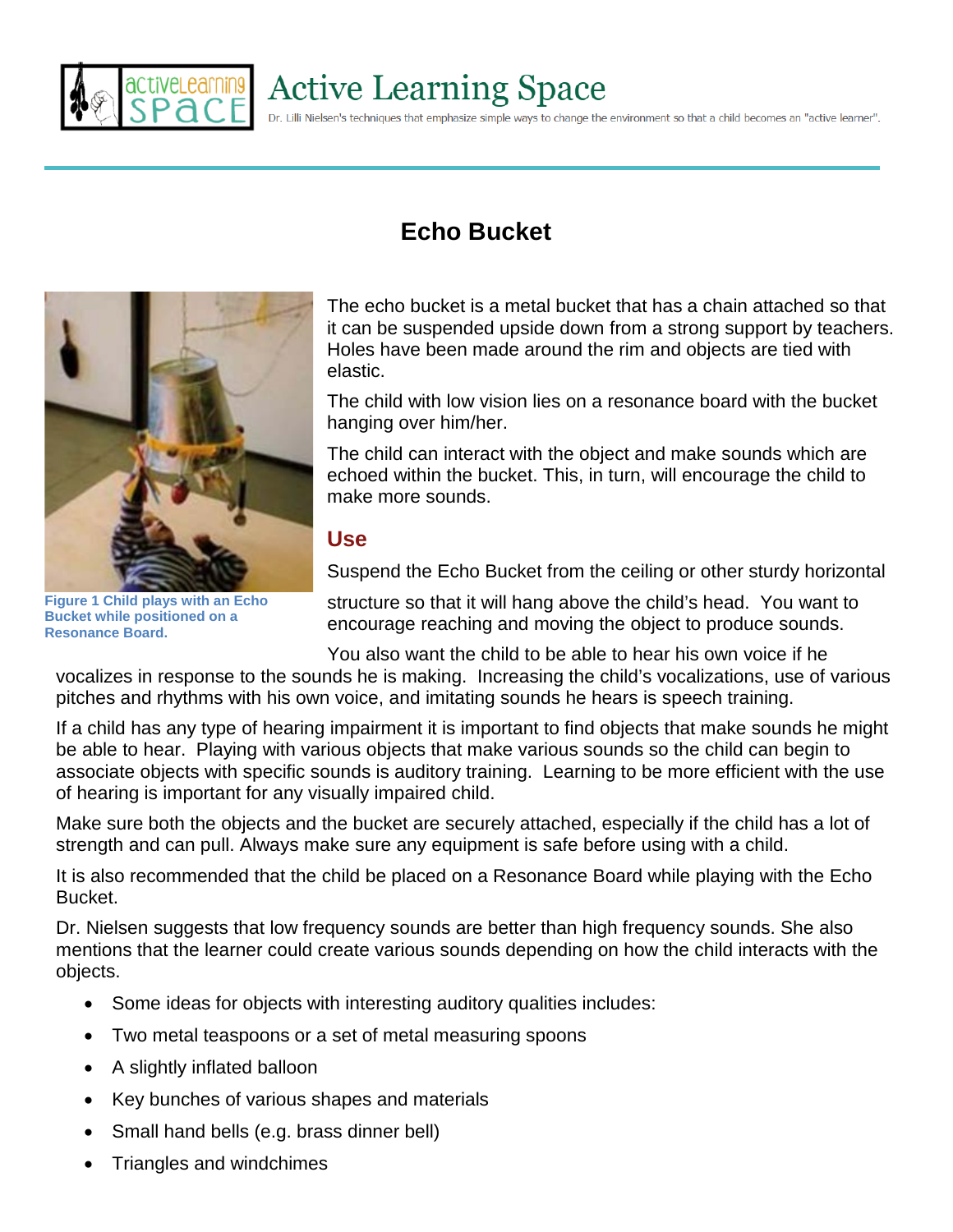# Active Learning Space

Dr. Lilli Nielsen's techniques that emphasize simple ways to change the environment so that a child becomes an "active learner".

## Echo Bucket

Figure 1 Child plays with an Echo Bucket while positioned on a Resonance Board.

The echo bucket is a metal bucket that has a chain attached so that it can be suspended upside down from a strong support by teachers. Holes have been made around the rim and objects are tied with elastic.

The child with low vision lies on a resonance board with the bucket hanging over him/her.

The child can interact with the object and make sounds which are echoed within the bucket. This, in turn, will encourage the child to make more sounds.

### Use

Suspend the Echo Bucket from the ceiling or other sturdy horizontal structure so that it will hang above the child's head. You want to encourage reaching and moving the object to produce sounds.

You also want the child to be able to hear his own voice if he vocalizes in response to the sounds he is making. Increasing the child's vocalizations, use of various pitches and rhythms with his own voice, and imitating sounds he hears is speech training.

If a child has any type of hearing impairment it is important to find objects that make sounds he might be able to hear. Playing with various objects that make various sounds so the child can begin to associate objects with specific sounds is auditory training. Learning to be more efficient with the use of hearing is important for any visually impaired child.

Make sure both the objects and the bucket are securely attached, especially if the child has a lot of strength and can pull. Always make sure any equipment is safe before using with a child.

It is also recommended that the child be placed on a Resonance Board while playing with the Echo Bucket.

Dr. Nielsen suggests that low frequency sounds are better than high frequency sounds. She also mentions that the learner could create various sounds depending on how the child interacts with the objects.

- Some ideas for objects with interesting auditory qualities includes:
- Two metal teaspoons or a set of metal measuring spoons
- A slightly inflated balloon
- Key bunches of various shapes and materials
- Small hand bells (e.g. brass dinner bell)
- Triangles and windchimes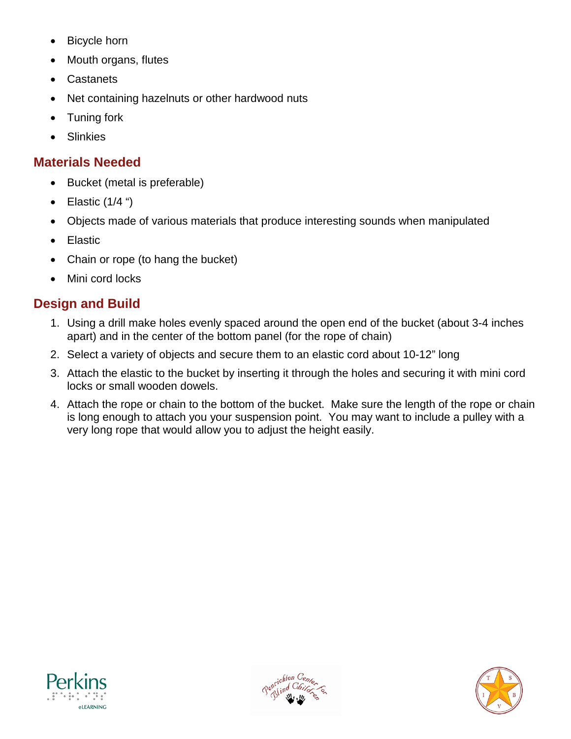- Bicycle horn
- Mouth organs, flutes
- Castanets
- Net containing hazelnuts or other hardwood nuts
- Tuning fork
- Slinkies

## Materials Needed

- Bucket (metal is preferable)
- Elastic (1/4 ")
- Objects made of various materials that produce interesting sounds when manipulated
- Elastic
- Chain or rope (to hang the bucket)
- Mini cord locks

## Design and Build

1. Using a drill make holes evenly spaced around the open end of the bucket (about 3-4 inches apart) and in the center of the bottom panel (for the rope of chain)
2. Select a variety of objects and secure them to an elastic cord about 10-12" long
3. Attach the elastic to the bucket by inserting it through the holes and securing it with mini cord locks or small wooden dowels.
4. Attach the rope or chain to the bottom of the bucket. Make sure the length of the rope or chain is long enough to attach you your suspension point. You may want to include a pulley with a very long rope that would allow you to adjust the height easily.